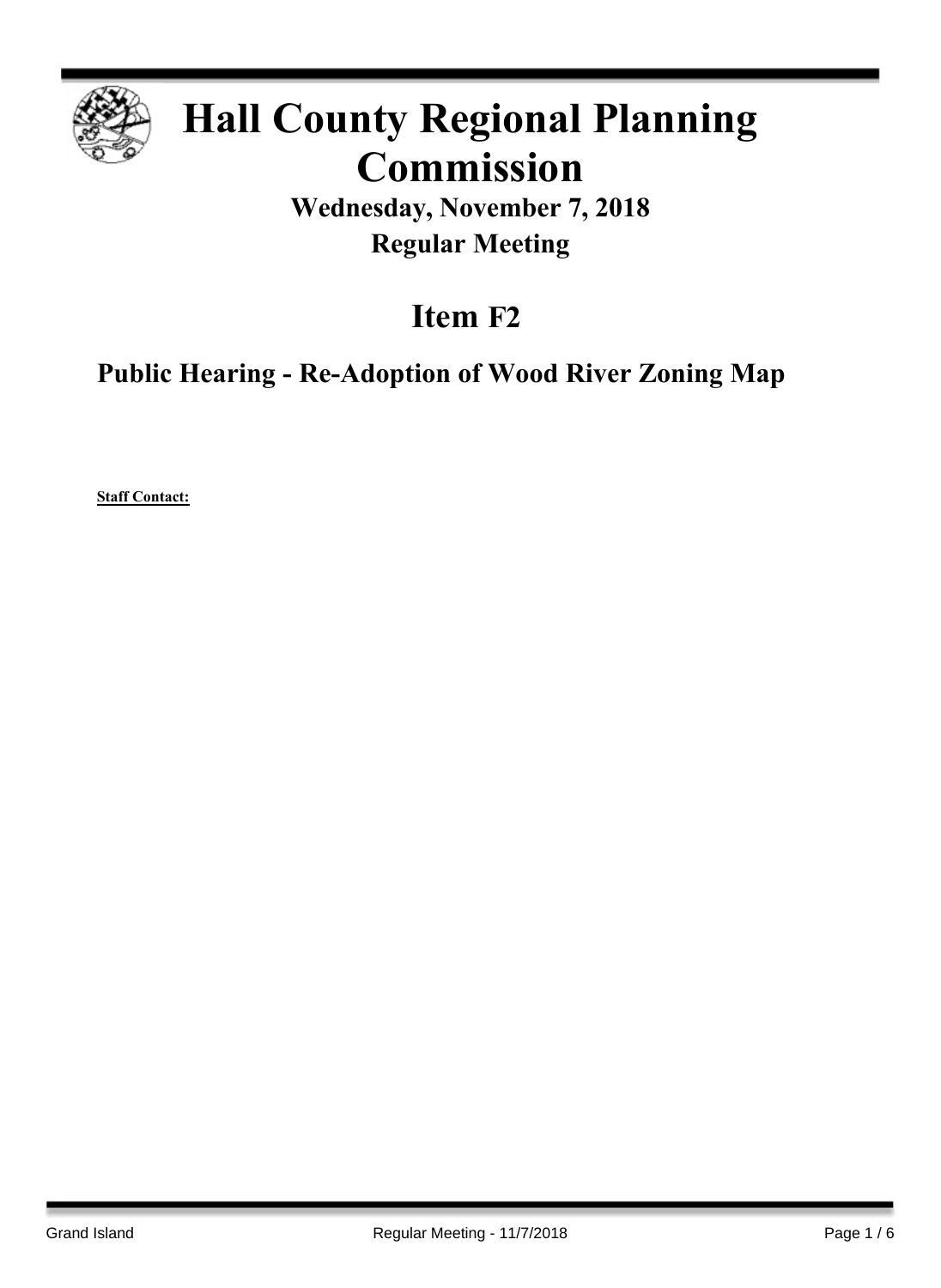# Hall County Regional Planning Commission

## Wednesday, November 7, 2018

## Regular Meeting

# Item F2

## Public Hearing - Re-Adoption of Wood River Zoning Map

**Staff Contact:**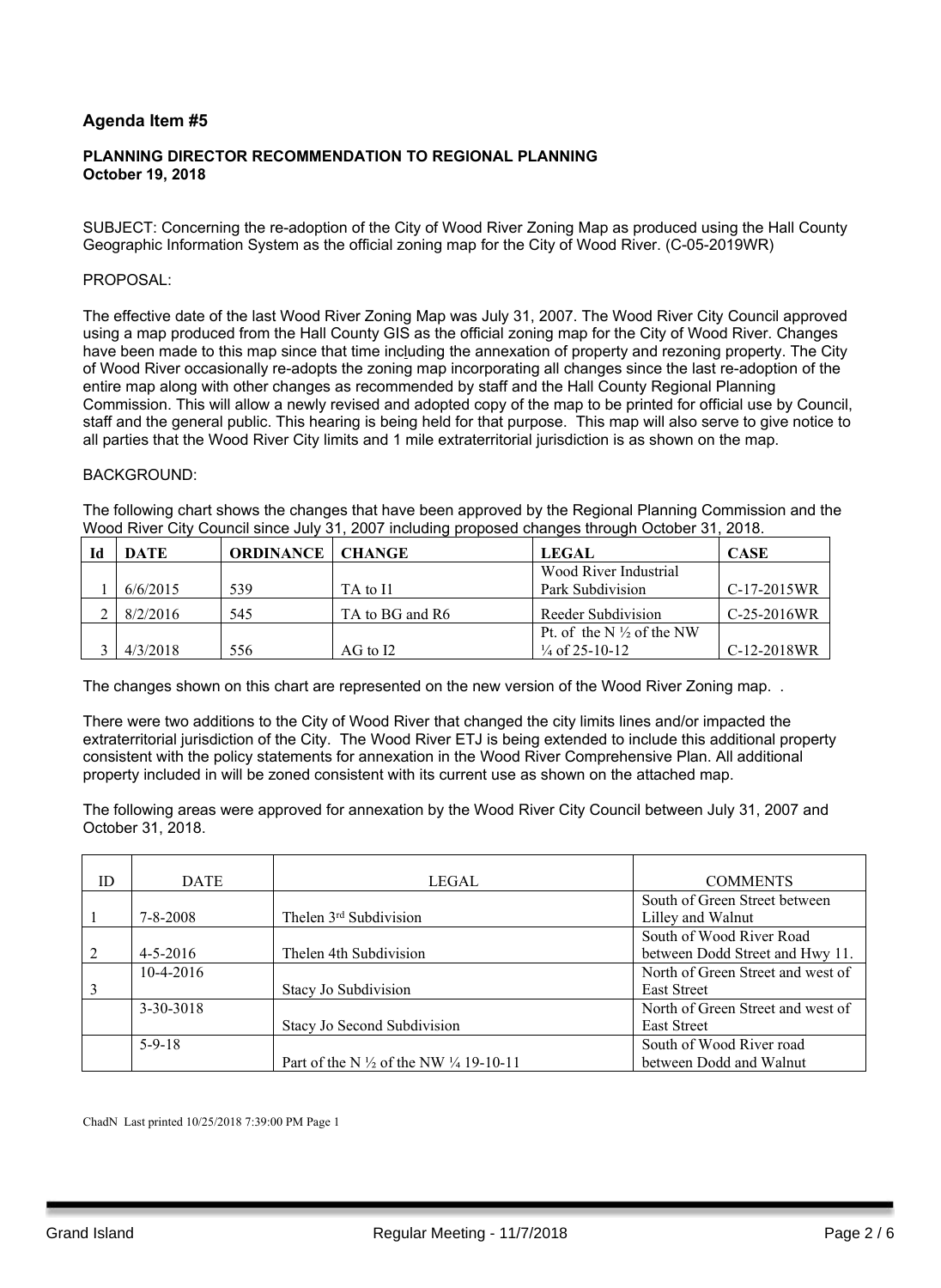## Agenda Item #5

**PLANNING DIRECTOR RECOMMENDATION TO REGIONAL PLANNING**
**October 19, 2018**

SUBJECT: Concerning the re-adoption of the City of Wood River Zoning Map as produced using the Hall County Geographic Information System as the official zoning map for the City of Wood River. (C-05-2019WR)

PROPOSAL:

The effective date of the last Wood River Zoning Map was July 31, 2007. The Wood River City Council approved using a map produced from the Hall County GIS as the official zoning map for the City of Wood River. Changes have been made to this map since that time including the annexation of property and rezoning property. The City of Wood River occasionally re-adopts the zoning map incorporating all changes since the last re-adoption of the entire map along with other changes as recommended by staff and the Hall County Regional Planning Commission. This will allow a newly revised and adopted copy of the map to be printed for official use by Council, staff and the general public. This hearing is being held for that purpose. This map will also serve to give notice to all parties that the Wood River City limits and 1 mile extraterritorial jurisdiction is as shown on the map.

BACKGROUND:

The following chart shows the changes that have been approved by the Regional Planning Commission and the Wood River City Council since July 31, 2007 including proposed changes through October 31, 2018.

| Id | DATE | ORDINANCE | CHANGE | LEGAL | CASE |
|---|---|---|---|---|---|
| 1 | 6/6/2015 | 539 | TA to I1 | Wood River Industrial Park Subdivision | C-17-2015WR |
| 2 | 8/2/2016 | 545 | TA to BG and R6 | Reeder Subdivision | C-25-2016WR |
| 3 | 4/3/2018 | 556 | AG to I2 | Pt. of the N ½ of the NW ¼ of 25-10-12 | C-12-2018WR |

The changes shown on this chart are represented on the new version of the Wood River Zoning map. .

There were two additions to the City of Wood River that changed the city limits lines and/or impacted the extraterritorial jurisdiction of the City. The Wood River ETJ is being extended to include this additional property consistent with the policy statements for annexation in the Wood River Comprehensive Plan. All additional property included in will be zoned consistent with its current use as shown on the attached map.

The following areas were approved for annexation by the Wood River City Council between July 31, 2007 and October 31, 2018.

| ID | DATE | LEGAL | COMMENTS |
|---|---|---|---|
| 1 | 7-8-2008 | Thelen 3rd Subdivision | South of Green Street between Lilley and Walnut |
| 2 | 4-5-2016 | Thelen 4th Subdivision | South of Wood River Road between Dodd Street and Hwy 11. |
| 3 | 10-4-2016 | Stacy Jo Subdivision | North of Green Street and west of East Street |
| | 3-30-3018 | Stacy Jo Second Subdivision | North of Green Street and west of East Street |
| | 5-9-18 | Part of the N ½ of the NW ¼ 19-10-11 | South of Wood River road between Dodd and Walnut |

ChadN Last printed 10/25/2018 7:39:00 PM Page 1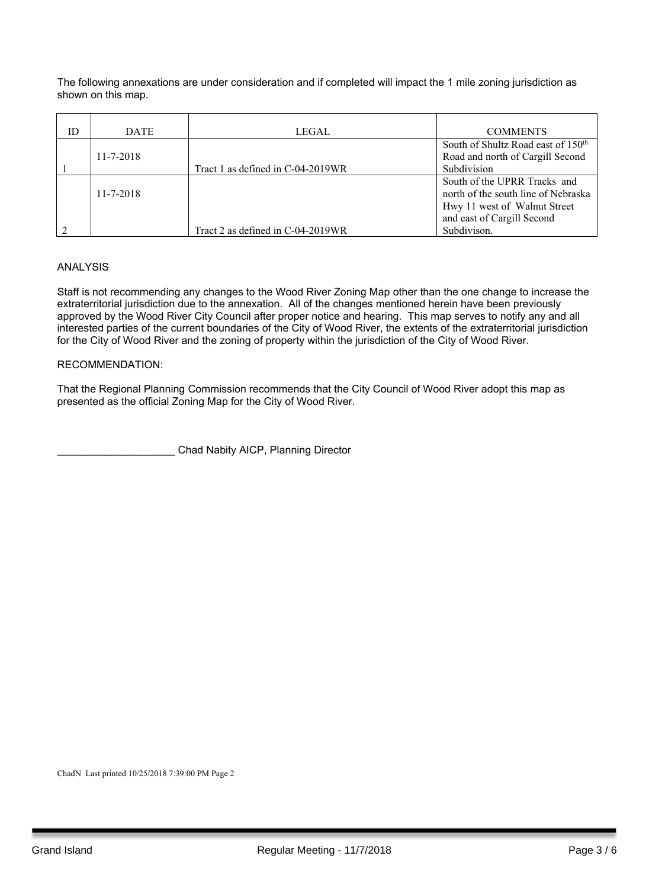The following annexations are under consideration and if completed will impact the 1 mile zoning jurisdiction as shown on this map.

| ID | DATE | LEGAL | COMMENTS |
|---|---|---|---|
| 1 | 11-7-2018 | Tract 1 as defined in C-04-2019WR | South of Shultz Road east of 150th Road and north of Cargill Second Subdivision |
| 2 | 11-7-2018 | Tract 2 as defined in C-04-2019WR | South of the UPRR Tracks and north of the south line of Nebraska Hwy 11 west of Walnut Street and east of Cargill Second Subdivison. |

ANALYSIS

Staff is not recommending any changes to the Wood River Zoning Map other than the one change to increase the extraterritorial jurisdiction due to the annexation. All of the changes mentioned herein have been previously approved by the Wood River City Council after proper notice and hearing. This map serves to notify any and all interested parties of the current boundaries of the City of Wood River, the extents of the extraterritorial jurisdiction for the City of Wood River and the zoning of property within the jurisdiction of the City of Wood River.

RECOMMENDATION:

That the Regional Planning Commission recommends that the City Council of Wood River adopt this map as presented as the official Zoning Map for the City of Wood River.

____________________ Chad Nabity AICP, Planning Director

ChadN Last printed 10/25/2018 7:39:00 PM Page 2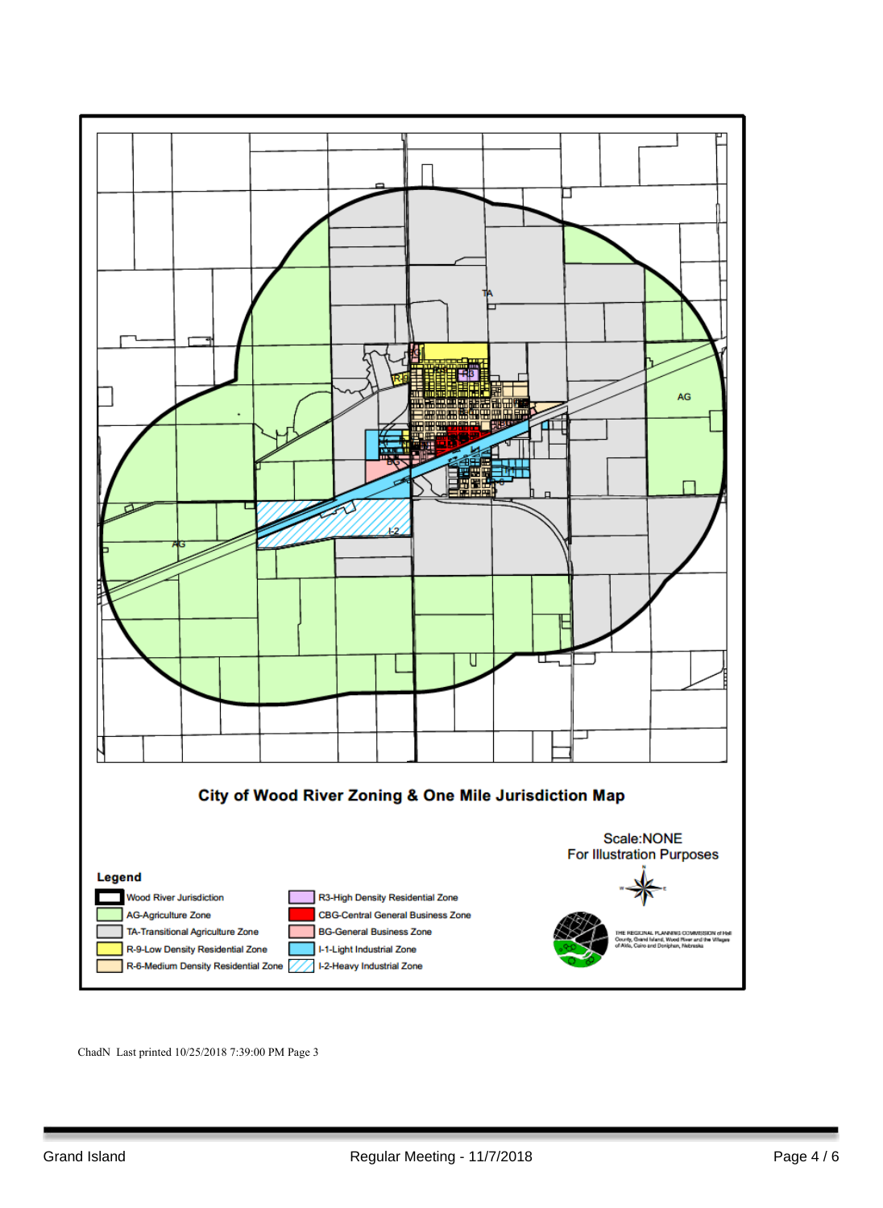## City of Wood River Zoning & One Mile Jurisdiction Map

Scale:NONE
For Illustration Purposes

**Legend**

- Wood River Jurisdiction
- AG-Agriculture Zone
- TA-Transitional Agriculture Zone
- R-9-Low Density Residential Zone
- R-6-Medium Density Residential Zone
- R3-High Density Residential Zone
- CBG-Central General Business Zone
- BG-General Business Zone
- I-1-Light Industrial Zone
- I-2-Heavy Industrial Zone

THE REGIONAL PLANNING COMMISSION of Hall County, Grand Island, Wood River and the Villages of Alda, Cairo and Doniphan, Nebraska

ChadN Last printed 10/25/2018 7:39:00 PM Page 3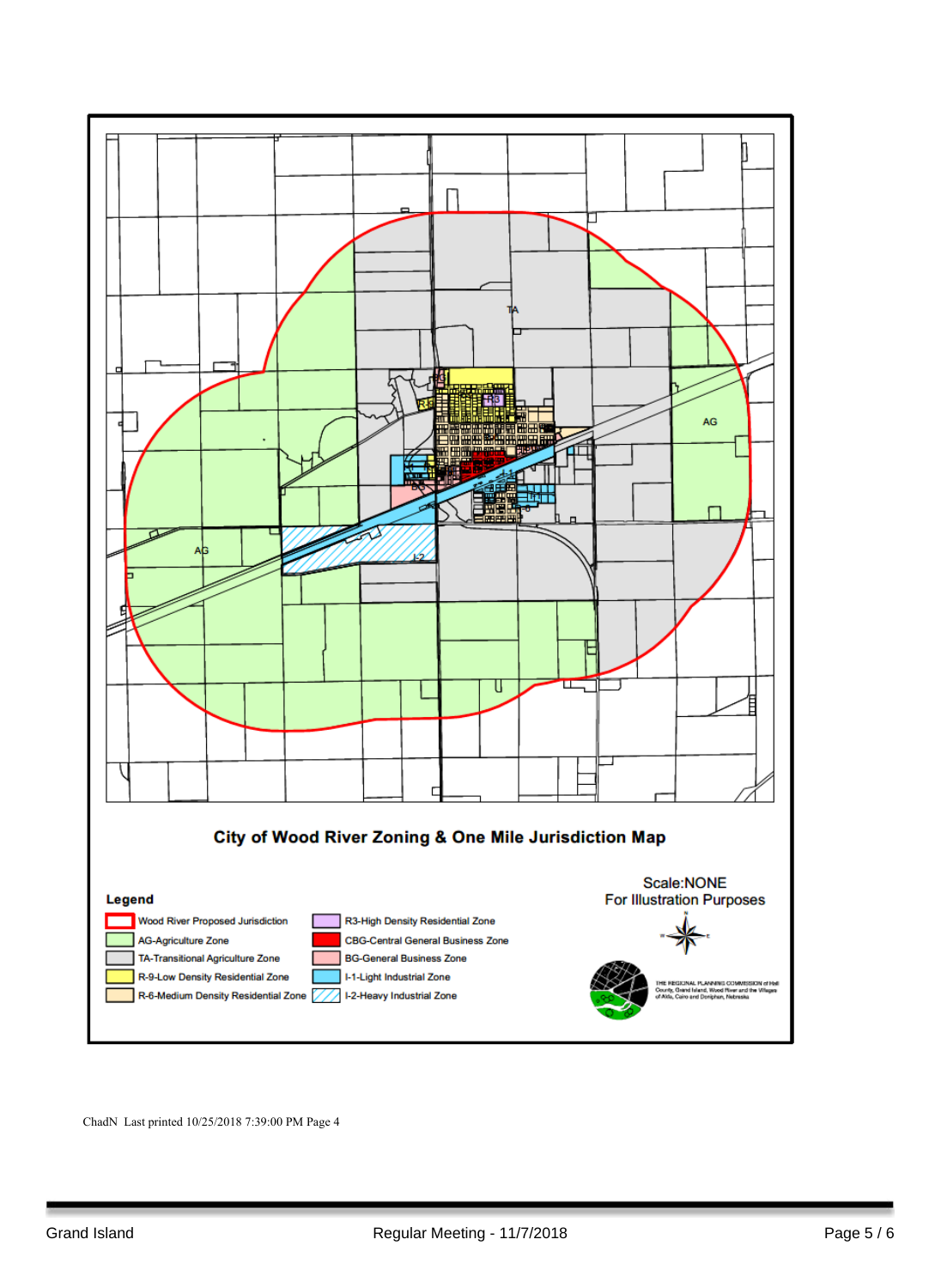## City of Wood River Zoning & One Mile Jurisdiction Map

**Legend**

- Wood River Proposed Jurisdiction
- AG-Agriculture Zone
- TA-Transitional Agriculture Zone
- R-9-Low Density Residential Zone
- R-6-Medium Density Residential Zone
- R3-High Density Residential Zone
- CBG-Central General Business Zone
- BG-General Business Zone
- I-1-Light Industrial Zone
- I-2-Heavy Industrial Zone

Scale:NONE
For Illustration Purposes

THE REGIONAL PLANNING COMMISSION of Hall County, Grand Island, Wood River and the Villages of Alda, Cairo and Doniphan, Nebraska

ChadN Last printed 10/25/2018 7:39:00 PM Page 4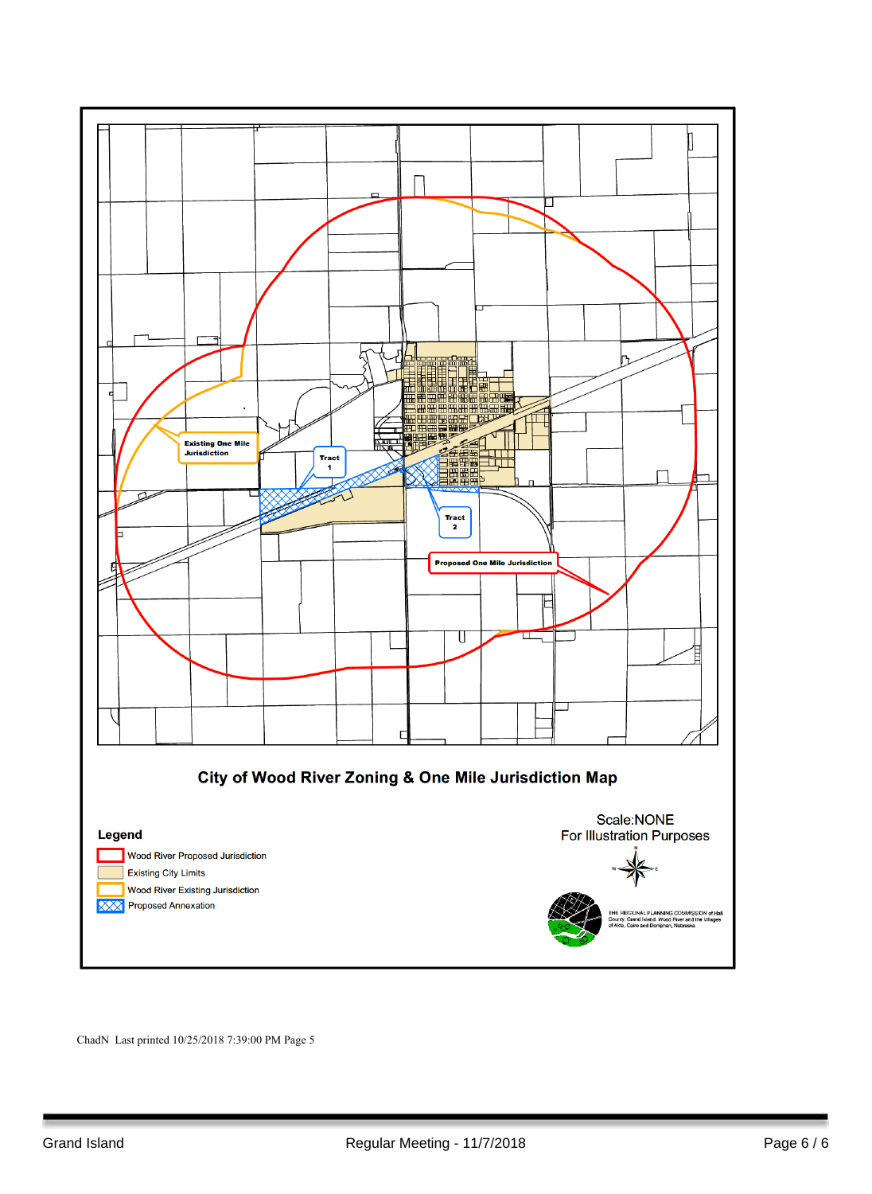Existing One Mile Jurisdiction

Tract 1

Tract 2

Proposed One Mile Jurisdiction

## City of Wood River Zoning & One Mile Jurisdiction Map

**Legend**

- Wood River Proposed Jurisdiction
- Existing City Limits
- Wood River Existing Jurisdiction
- Proposed Annexation

Scale:NONE
For Illustration Purposes

THE REGIONAL PLANNING COMMISSION of Hall County, Grand Island, Wood River and the Villages of Alda, Cairo and Doniphan, Nebraska

ChadN Last printed 10/25/2018 7:39:00 PM Page 5